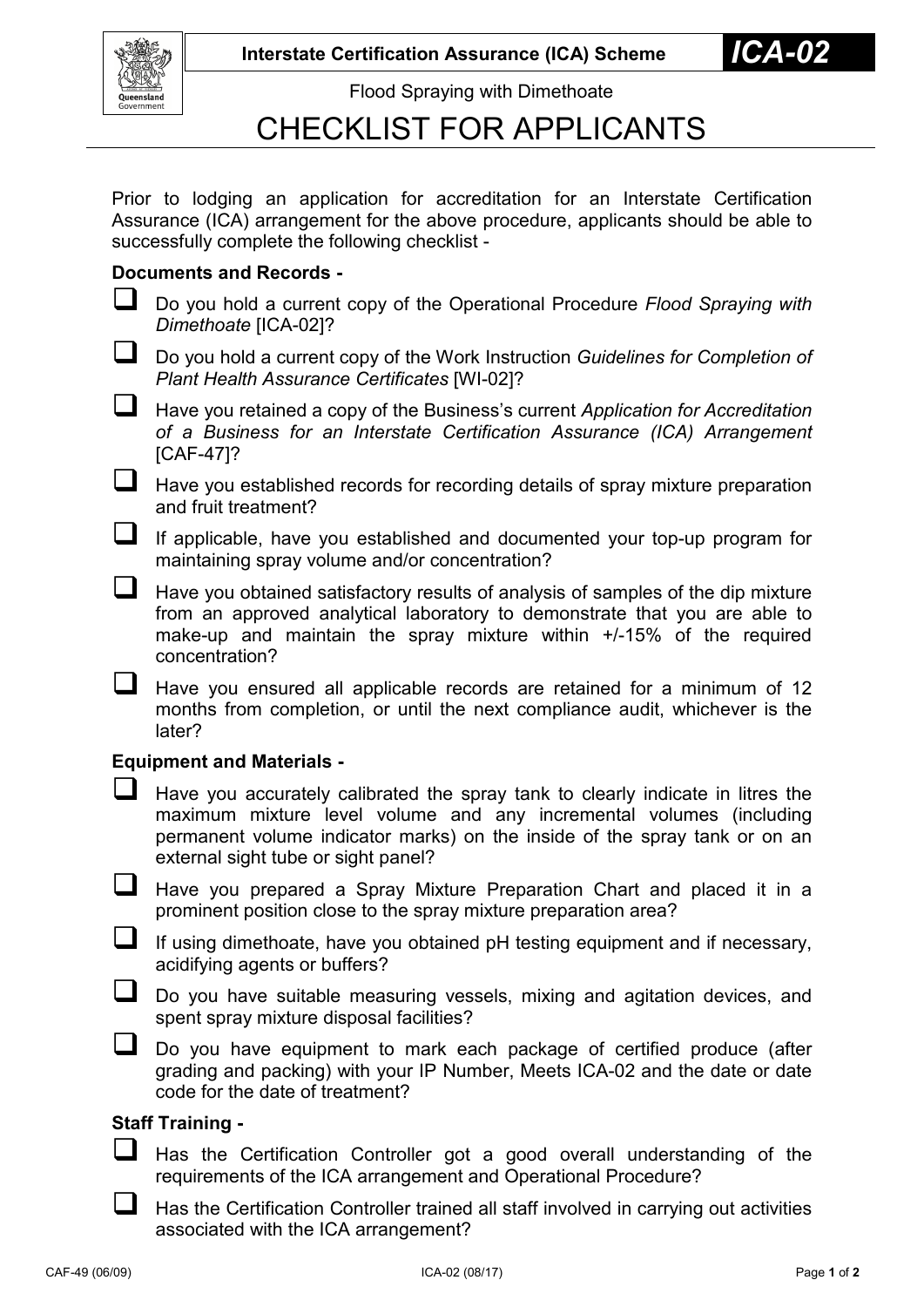**Interstate Certification Assurance (ICA) Scheme** **ICA-02**

Flood Spraying with Dimethoate

# CHECKLIST FOR APPLICANTS

Prior to lodging an application for accreditation for an Interstate Certification Assurance (ICA) arrangement for the above procedure, applicants should be able to successfully complete the following checklist -

**Documents and Records -**

- ❑ Do you hold a current copy of the Operational Procedure *Flood Spraying with Dimethoate* [ICA-02]?
- ❑ Do you hold a current copy of the Work Instruction *Guidelines for Completion of Plant Health Assurance Certificates* [WI-02]?
- ❑ Have you retained a copy of the Business's current *Application for Accreditation of a Business for an Interstate Certification Assurance (ICA) Arrangement* [CAF-47]?
- ❑ Have you established records for recording details of spray mixture preparation and fruit treatment?
- ❑ If applicable, have you established and documented your top-up program for maintaining spray volume and/or concentration?
- ❑ Have you obtained satisfactory results of analysis of samples of the dip mixture from an approved analytical laboratory to demonstrate that you are able to make-up and maintain the spray mixture within +/-15% of the required concentration?
- ❑ Have you ensured all applicable records are retained for a minimum of 12 months from completion, or until the next compliance audit, whichever is the later?

**Equipment and Materials -**

- ❑ Have you accurately calibrated the spray tank to clearly indicate in litres the maximum mixture level volume and any incremental volumes (including permanent volume indicator marks) on the inside of the spray tank or on an external sight tube or sight panel?
- ❑ Have you prepared a Spray Mixture Preparation Chart and placed it in a prominent position close to the spray mixture preparation area?
- ❑ If using dimethoate, have you obtained pH testing equipment and if necessary, acidifying agents or buffers?
- ❑ Do you have suitable measuring vessels, mixing and agitation devices, and spent spray mixture disposal facilities?
- ❑ Do you have equipment to mark each package of certified produce (after grading and packing) with your IP Number, Meets ICA-02 and the date or date code for the date of treatment?

**Staff Training -**

- ❑ Has the Certification Controller got a good overall understanding of the requirements of the ICA arrangement and Operational Procedure?
- ❑ Has the Certification Controller trained all staff involved in carrying out activities associated with the ICA arrangement?

CAF-49 (06/09) ICA-02 (08/17)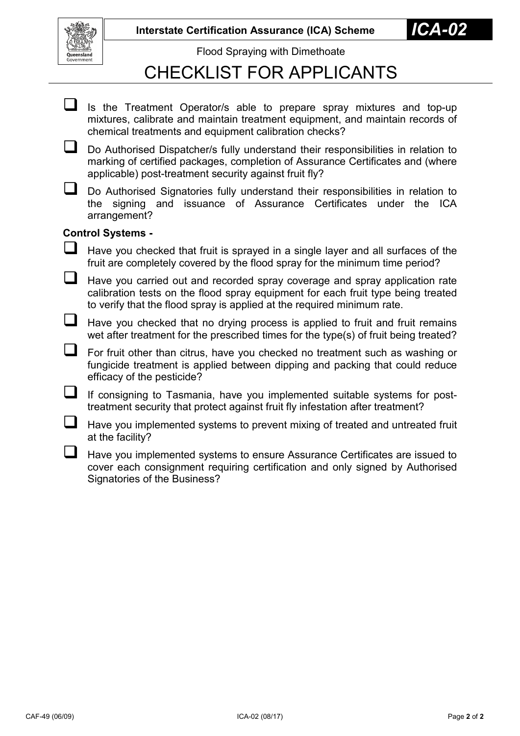- [ ] Is the Treatment Operator/s able to prepare spray mixtures and top-up mixtures, calibrate and maintain treatment equipment, and maintain records of chemical treatments and equipment calibration checks?
- [ ] Do Authorised Dispatcher/s fully understand their responsibilities in relation to marking of certified packages, completion of Assurance Certificates and (where applicable) post-treatment security against fruit fly?
- [ ] Do Authorised Signatories fully understand their responsibilities in relation to the signing and issuance of Assurance Certificates under the ICA arrangement?

**Control Systems -**

- [ ] Have you checked that fruit is sprayed in a single layer and all surfaces of the fruit are completely covered by the flood spray for the minimum time period?
- [ ] Have you carried out and recorded spray coverage and spray application rate calibration tests on the flood spray equipment for each fruit type being treated to verify that the flood spray is applied at the required minimum rate.
- [ ] Have you checked that no drying process is applied to fruit and fruit remains wet after treatment for the prescribed times for the type(s) of fruit being treated?
- [ ] For fruit other than citrus, have you checked no treatment such as washing or fungicide treatment is applied between dipping and packing that could reduce efficacy of the pesticide?
- [ ] If consigning to Tasmania, have you implemented suitable systems for post-treatment security that protect against fruit fly infestation after treatment?
- [ ] Have you implemented systems to prevent mixing of treated and untreated fruit at the facility?
- [ ] Have you implemented systems to ensure Assurance Certificates are issued to cover each consignment requiring certification and only signed by Authorised Signatories of the Business?